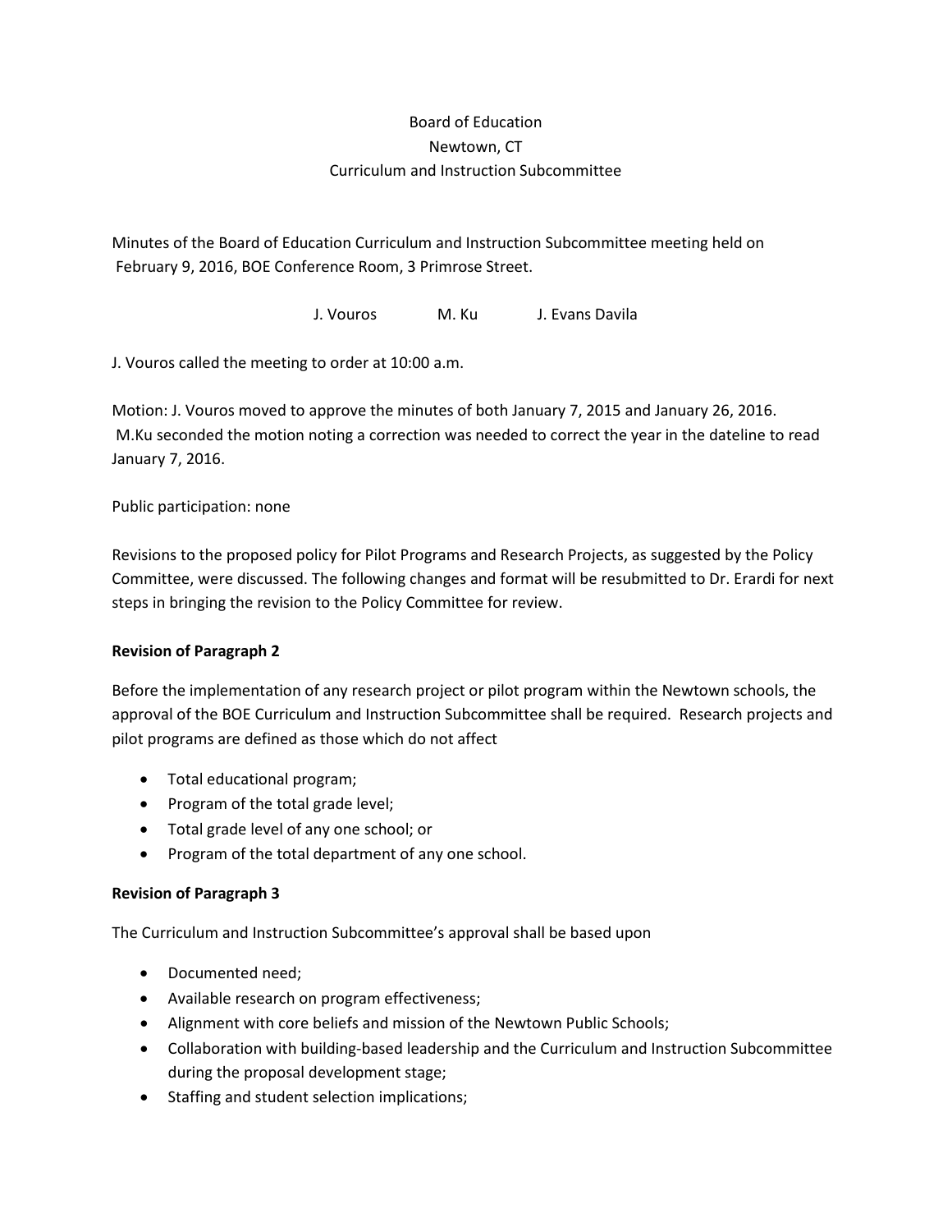Board of Education
Newtown, CT
Curriculum and Instruction Subcommittee

Minutes of the Board of Education Curriculum and Instruction Subcommittee meeting held on February 9, 2016, BOE Conference Room, 3 Primrose Street.

J. Vouros M. Ku J. Evans Davila

J. Vouros called the meeting to order at 10:00 a.m.

Motion: J. Vouros moved to approve the minutes of both January 7, 2015 and January 26, 2016. M.Ku seconded the motion noting a correction was needed to correct the year in the dateline to read January 7, 2016.

Public participation: none

Revisions to the proposed policy for Pilot Programs and Research Projects, as suggested by the Policy Committee, were discussed. The following changes and format will be resubmitted to Dr. Erardi for next steps in bringing the revision to the Policy Committee for review.

**Revision of Paragraph 2**

Before the implementation of any research project or pilot program within the Newtown schools, the approval of the BOE Curriculum and Instruction Subcommittee shall be required. Research projects and pilot programs are defined as those which do not affect

- Total educational program;
- Program of the total grade level;
- Total grade level of any one school; or
- Program of the total department of any one school.

**Revision of Paragraph 3**

The Curriculum and Instruction Subcommittee's approval shall be based upon

- Documented need;
- Available research on program effectiveness;
- Alignment with core beliefs and mission of the Newtown Public Schools;
- Collaboration with building-based leadership and the Curriculum and Instruction Subcommittee during the proposal development stage;
- Staffing and student selection implications;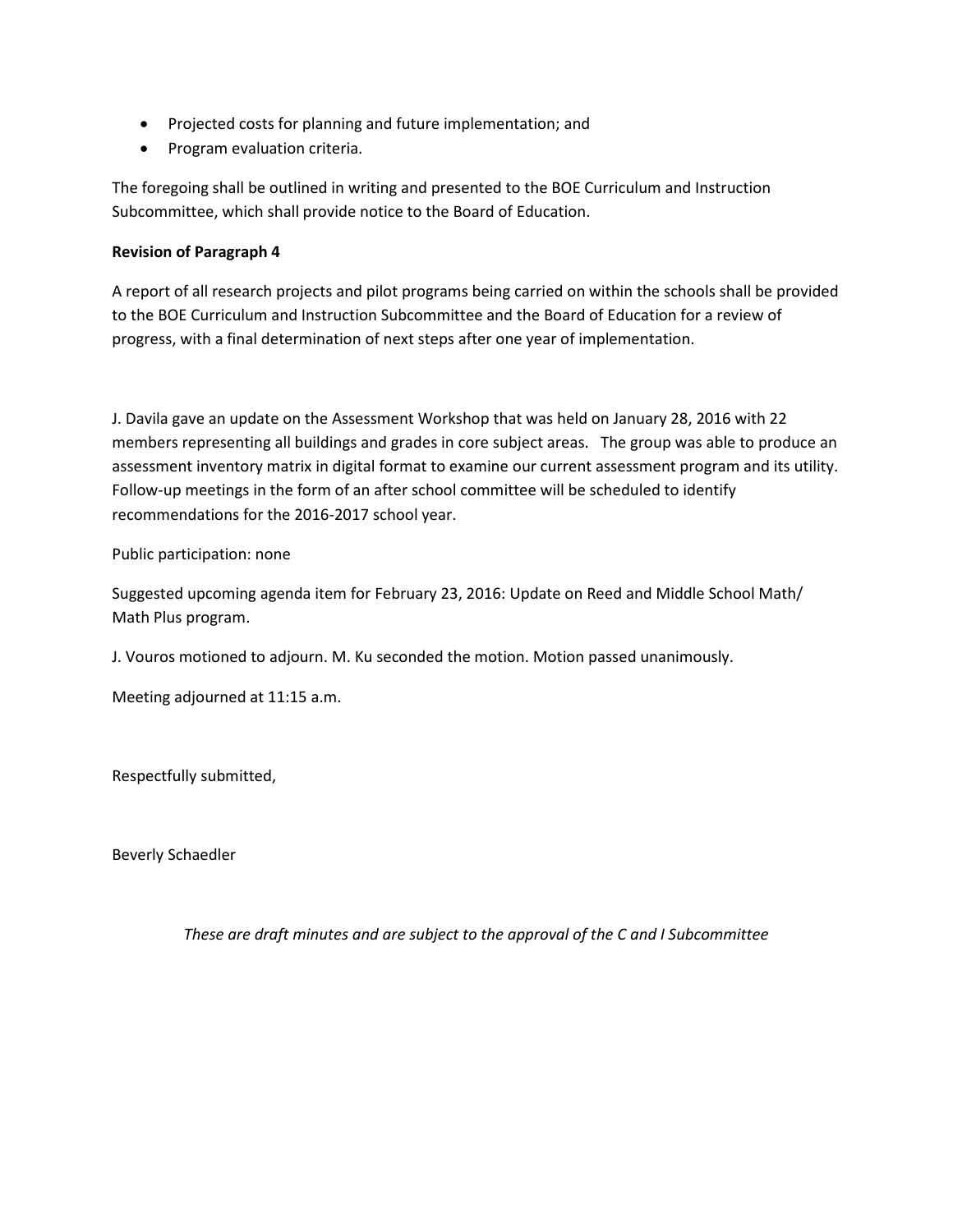- Projected costs for planning and future implementation; and
- Program evaluation criteria.

The foregoing shall be outlined in writing and presented to the BOE Curriculum and Instruction Subcommittee, which shall provide notice to the Board of Education.

**Revision of Paragraph 4**

A report of all research projects and pilot programs being carried on within the schools shall be provided to the BOE Curriculum and Instruction Subcommittee and the Board of Education for a review of progress, with a final determination of next steps after one year of implementation.

J. Davila gave an update on the Assessment Workshop that was held on January 28, 2016 with 22 members representing all buildings and grades in core subject areas. The group was able to produce an assessment inventory matrix in digital format to examine our current assessment program and its utility. Follow-up meetings in the form of an after school committee will be scheduled to identify recommendations for the 2016-2017 school year.

Public participation: none

Suggested upcoming agenda item for February 23, 2016: Update on Reed and Middle School Math/ Math Plus program.

J. Vouros motioned to adjourn. M. Ku seconded the motion. Motion passed unanimously.

Meeting adjourned at 11:15 a.m.

Respectfully submitted,

Beverly Schaedler

*These are draft minutes and are subject to the approval of the C and I Subcommittee*